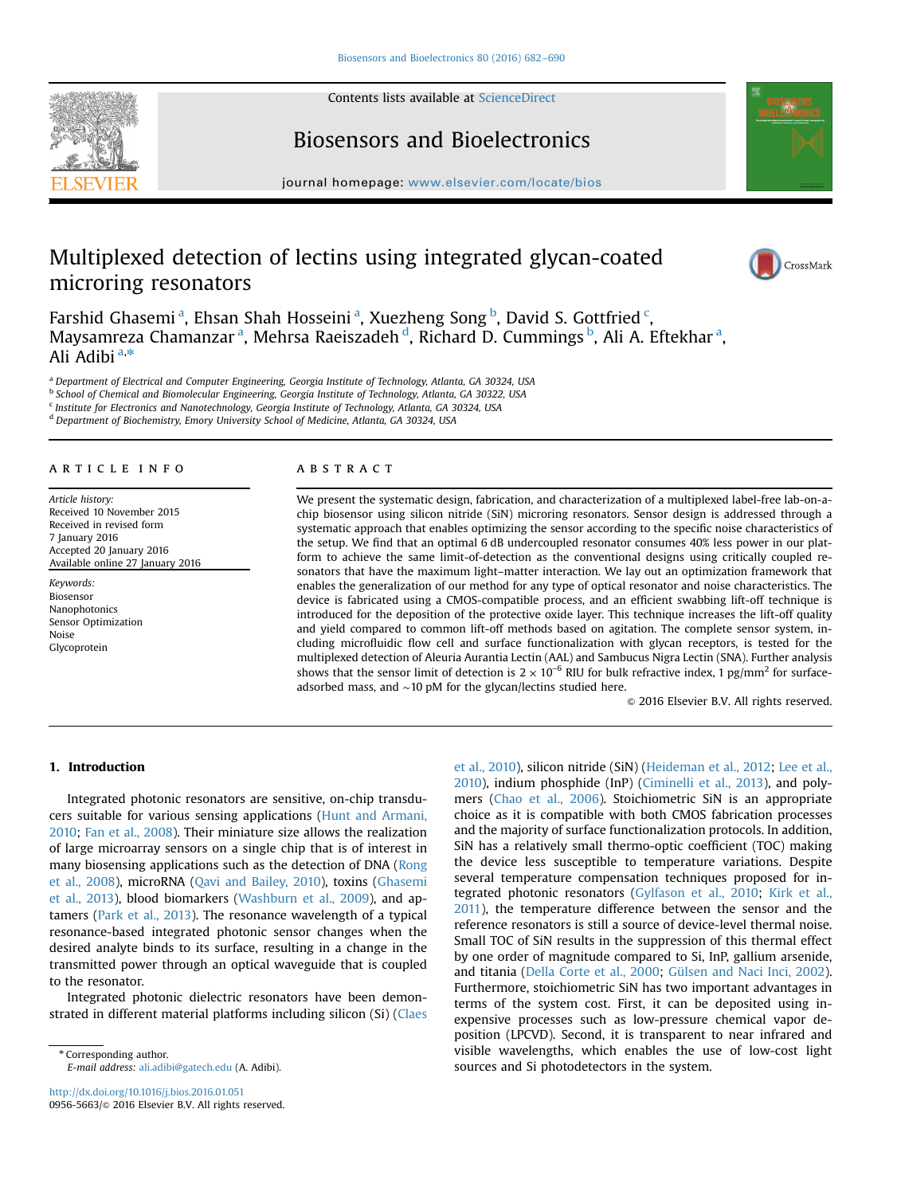# Multiplexed detection of lectins using integrated glycan-coated microring resonators

Farshid Ghasemi [a], Ehsan Shah Hosseini [a], Xuezheng Song [b], David S. Gottfried [c], Maysamreza Chamanzar [a], Mehrsa Raeiszadeh [d], Richard D. Cummings [b], Ali A. Eftekhar [a], Ali Adibi [a,*]

[a] Department of Electrical and Computer Engineering, Georgia Institute of Technology, Atlanta, GA 30324, USA
[b] School of Chemical and Biomolecular Engineering, Georgia Institute of Technology, Atlanta, GA 30322, USA
[c] Institute for Electronics and Nanotechnology, Georgia Institute of Technology, Atlanta, GA 30324, USA
[d] Department of Biochemistry, Emory University School of Medicine, Atlanta, GA 30324, USA

## ARTICLE INFO

*Article history:*
Received 10 November 2015
Received in revised form
7 January 2016
Accepted 20 January 2016
Available online 27 January 2016

*Keywords:*
Biosensor
Nanophotonics
Sensor Optimization
Noise
Glycoprotein

## ABSTRACT

We present the systematic design, fabrication, and characterization of a multiplexed label-free lab-on-a-chip biosensor using silicon nitride (SiN) microring resonators. Sensor design is addressed through a systematic approach that enables optimizing the sensor according to the specific noise characteristics of the setup. We find that an optimal 6 dB undercoupled resonator consumes 40% less power in our platform to achieve the same limit-of-detection as the conventional designs using critically coupled resonators that have the maximum light–matter interaction. We lay out an optimization framework that enables the generalization of our method for any type of optical resonator and noise characteristics. The device is fabricated using a CMOS-compatible process, and an efficient swabbing lift-off technique is introduced for the deposition of the protective oxide layer. This technique increases the lift-off quality and yield compared to common lift-off methods based on agitation. The complete sensor system, including microfluidic flow cell and surface functionalization with glycan receptors, is tested for the multiplexed detection of Aleuria Aurantia Lectin (AAL) and Sambucus Nigra Lectin (SNA). Further analysis shows that the sensor limit of detection is $2 \times 10^{-6}$ RIU for bulk refractive index, 1 pg/mm$^2$ for surface-adsorbed mass, and ~10 pM for the glycan/lectins studied here.

© 2016 Elsevier B.V. All rights reserved.

## 1. Introduction

Integrated photonic resonators are sensitive, on-chip transducers suitable for various sensing applications (Hunt and Armani, 2010; Fan et al., 2008). Their miniature size allows the realization of large microarray sensors on a single chip that is of interest in many biosensing applications such as the detection of DNA (Rong et al., 2008), microRNA (Qavi and Bailey, 2010), toxins (Ghasemi et al., 2013), blood biomarkers (Washburn et al., 2009), and aptamers (Park et al., 2013). The resonance wavelength of a typical resonance-based integrated photonic sensor changes when the desired analyte binds to its surface, resulting in a change in the transmitted power through an optical waveguide that is coupled to the resonator.

Integrated photonic dielectric resonators have been demonstrated in different material platforms including silicon (Si) (Claes et al., 2010), silicon nitride (SiN) (Heideman et al., 2012; Lee et al., 2010), indium phosphide (InP) (Ciminelli et al., 2013), and polymers (Chao et al., 2006). Stoichiometric SiN is an appropriate choice as it is compatible with both CMOS fabrication processes and the majority of surface functionalization protocols. In addition, SiN has a relatively small thermo-optic coefficient (TOC) making the device less susceptible to temperature variations. Despite several temperature compensation techniques proposed for integrated photonic resonators (Gylfason et al., 2010; Kirk et al., 2011), the temperature difference between the sensor and the reference resonators is still a source of device-level thermal noise. Small TOC of SiN results in the suppression of this thermal effect by one order of magnitude compared to Si, InP, gallium arsenide, and titania (Della Corte et al., 2000; Gülsen and Naci Inci, 2002). Furthermore, stoichiometric SiN has two important advantages in terms of the system cost. First, it can be deposited using inexpensive processes such as low-pressure chemical vapor deposition (LPCVD). Second, it is transparent to near infrared and visible wavelengths, which enables the use of low-cost light sources and Si photodetectors in the system.

\* Corresponding author.
*E-mail address:* ali.adibi@gatech.edu (A. Adibi).

http://dx.doi.org/10.1016/j.bios.2016.01.051
0956-5663/© 2016 Elsevier B.V. All rights reserved.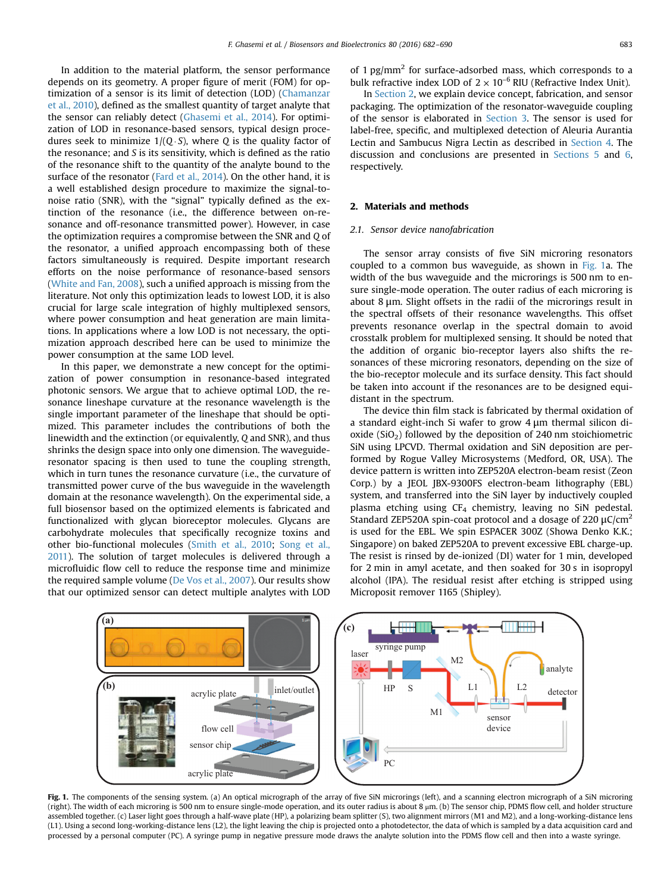In addition to the material platform, the sensor performance depends on its geometry. A proper figure of merit (FOM) for optimization of a sensor is its limit of detection (LOD) (Chamanzar et al., 2010), defined as the smallest quantity of target analyte that the sensor can reliably detect (Ghasemi et al., 2014). For optimization of LOD in resonance-based sensors, typical design procedures seek to minimize $1/(Q \cdot S)$, where $Q$ is the quality factor of the resonance; and $S$ is its sensitivity, which is defined as the ratio of the resonance shift to the quantity of the analyte bound to the surface of the resonator (Fard et al., 2014). On the other hand, it is a well established design procedure to maximize the signal-to-noise ratio (SNR), with the "signal" typically defined as the extinction of the resonance (i.e., the difference between on-resonance and off-resonance transmitted power). However, in case the optimization requires a compromise between the SNR and $Q$ of the resonator, a unified approach encompassing both of these factors simultaneously is required. Despite important research efforts on the noise performance of resonance-based sensors (White and Fan, 2008), such a unified approach is missing from the literature. Not only this optimization leads to lowest LOD, it is also crucial for large scale integration of highly multiplexed sensors, where power consumption and heat generation are main limitations. In applications where a low LOD is not necessary, the optimization approach described here can be used to minimize the power consumption at the same LOD level.

In this paper, we demonstrate a new concept for the optimization of power consumption in resonance-based integrated photonic sensors. We argue that to achieve optimal LOD, the resonance lineshape curvature at the resonance wavelength is the single important parameter of the lineshape that should be optimized. This parameter includes the contributions of both the linewidth and the extinction (or equivalently, $Q$ and SNR), and thus shrinks the design space into only one dimension. The waveguide-resonator spacing is then used to tune the coupling strength, which in turn tunes the resonance curvature (i.e., the curvature of transmitted power curve of the bus waveguide in the wavelength domain at the resonance wavelength). On the experimental side, a full biosensor based on the optimized elements is fabricated and functionalized with glycan bioreceptor molecules. Glycans are carbohydrate molecules that specifically recognize toxins and other bio-functional molecules (Smith et al., 2010; Song et al., 2011). The solution of target molecules is delivered through a microfluidic flow cell to reduce the response time and minimize the required sample volume (De Vos et al., 2007). Our results show that our optimized sensor can detect multiple analytes with LOD of 1 pg/mm$^2$ for surface-adsorbed mass, which corresponds to a bulk refractive index LOD of $2 \times 10^{-6}$ RIU (Refractive Index Unit).

In Section 2, we explain device concept, fabrication, and sensor packaging. The optimization of the resonator-waveguide coupling of the sensor is elaborated in Section 3. The sensor is used for label-free, specific, and multiplexed detection of Aleuria Aurantia Lectin and Sambucus Nigra Lectin as described in Section 4. The discussion and conclusions are presented in Sections 5 and 6, respectively.

## 2. Materials and methods

### 2.1. Sensor device nanofabrication

The sensor array consists of five SiN microring resonators coupled to a common bus waveguide, as shown in Fig. 1a. The width of the bus waveguide and the microrings is 500 nm to ensure single-mode operation. The outer radius of each microring is about 8 μm. Slight offsets in the radii of the microrings result in the spectral offsets of their resonance wavelengths. This offset prevents resonance overlap in the spectral domain to avoid crosstalk problem for multiplexed sensing. It should be noted that the addition of organic bio-receptor layers also shifts the resonances of these microring resonators, depending on the size of the bio-receptor molecule and its surface density. This fact should be taken into account if the resonances are to be designed equidistant in the spectrum.

The device thin film stack is fabricated by thermal oxidation of a standard eight-inch Si wafer to grow 4 μm thermal silicon dioxide ($SiO_2$) followed by the deposition of 240 nm stoichiometric SiN using LPCVD. Thermal oxidation and SiN deposition are performed by Rogue Valley Microsystems (Medford, OR, USA). The device pattern is written into ZEP520A electron-beam resist (Zeon Corp.) by a JEOL JBX-9300FS electron-beam lithography (EBL) system, and transferred into the SiN layer by inductively coupled plasma etching using $CF_4$ chemistry, leaving no SiN pedestal. Standard ZEP520A spin-coat protocol and a dosage of 220 μC/cm$^2$ is used for the EBL. We spin ESPACER 300Z (Showa Denko K.K.; Singapore) on baked ZEP520A to prevent excessive EBL charge-up. The resist is rinsed by de-ionized (DI) water for 1 min, developed for 2 min in amyl acetate, and then soaked for 30 s in isopropyl alcohol (IPA). The residual resist after etching is stripped using Microposit remover 1165 (Shipley).

Fig. 1. The components of the sensing system. (a) An optical micrograph of the array of five SiN microrings (left), and a scanning electron micrograph of a SiN microring (right). The width of each microring is 500 nm to ensure single-mode operation, and its outer radius is about 8 μm. (b) The sensor chip, PDMS flow cell, and holder structure assembled together. (c) Laser light goes through a half-wave plate (HP), a polarizing beam splitter (S), two alignment mirrors (M1 and M2), and a long-working-distance lens (L1). Using a second long-working-distance lens (L2), the light leaving the chip is projected onto a photodetector, the data of which is sampled by a data acquisition card and processed by a personal computer (PC). A syringe pump in negative pressure mode draws the analyte solution into the PDMS flow cell and then into a waste syringe.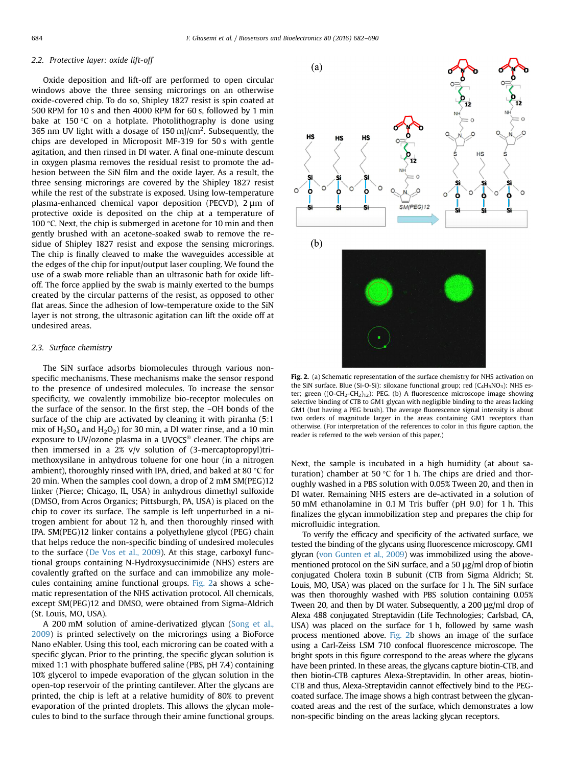### 2.2. Protective layer: oxide lift-off

Oxide deposition and lift-off are performed to open circular windows above the three sensing microrings on an otherwise oxide-covered chip. To do so, Shipley 1827 resist is spin coated at 500 RPM for 10 s and then 4000 RPM for 60 s, followed by 1 min bake at 150 °C on a hotplate. Photolithography is done using 365 nm UV light with a dosage of 150 mJ/cm$^2$. Subsequently, the chips are developed in Microposit MF-319 for 50 s with gentle agitation, and then rinsed in DI water. A final one-minute descum in oxygen plasma removes the residual resist to promote the adhesion between the SiN film and the oxide layer. As a result, the three sensing microrings are covered by the Shipley 1827 resist while the rest of the substrate is exposed. Using low-temperature plasma-enhanced chemical vapor deposition (PECVD), 2 µm of protective oxide is deposited on the chip at a temperature of 100 °C. Next, the chip is submerged in acetone for 10 min and then gently brushed with an acetone-soaked swab to remove the residue of Shipley 1827 resist and expose the sensing microrings. The chip is finally cleaved to make the waveguides accessible at the edges of the chip for input/output laser coupling. We found the use of a swab more reliable than an ultrasonic bath for oxide lift-off. The force applied by the swab is mainly exerted to the bumps created by the circular patterns of the resist, as opposed to other flat areas. Since the adhesion of low-temperature oxide to the SiN layer is not strong, the ultrasonic agitation can lift the oxide off at undesired areas.

### 2.3. Surface chemistry

The SiN surface adsorbs biomolecules through various non-specific mechanisms. These mechanisms make the sensor respond to the presence of undesired molecules. To increase the sensor specificity, we covalently immobilize bio-receptor molecules on the surface of the sensor. In the first step, the –OH bonds of the surface of the chip are activated by cleaning it with piranha (5:1 mix of $H_2SO_4$ and $H_2O_2$) for 30 min, a DI water rinse, and a 10 min exposure to UV/ozone plasma in a UVOCS® cleaner. The chips are then immersed in a 2% v/v solution of (3-mercaptopropyl)trimethoxysilane in anhydrous toluene for one hour (in a nitrogen ambient), thoroughly rinsed with IPA, dried, and baked at 80 °C for 20 min. When the samples cool down, a drop of 2 mM SM(PEG)12 linker (Pierce; Chicago, IL, USA) in anhydrous dimethyl sulfoxide (DMSO, from Acros Organics; Pittsburgh, PA, USA) is placed on the chip to cover its surface. The sample is left unperturbed in a nitrogen ambient for about 12 h, and then thoroughly rinsed with IPA. SM(PEG)12 linker contains a polyethylene glycol (PEG) chain that helps reduce the non-specific binding of undesired molecules to the surface (De Vos et al., 2009). At this stage, carboxyl functional groups containing N-Hydroxysuccinimide (NHS) esters are covalently grafted on the surface and can immobilize any molecules containing amine functional groups. Fig. 2a shows a schematic representation of the NHS activation protocol. All chemicals, except SM(PEG)12 and DMSO, were obtained from Sigma-Aldrich (St. Louis, MO, USA).

A 200 mM solution of amine-derivatized glycan (Song et al., 2009) is printed selectively on the microrings using a BioForce Nano eNabler. Using this tool, each microring can be coated with a specific glycan. Prior to the printing, the specific glycan solution is mixed 1:1 with phosphate buffered saline (PBS, pH 7.4) containing 10% glycerol to impede evaporation of the glycan solution in the open-top reservoir of the printing cantilever. After the glycans are printed, the chip is left at a relative humidity of 80% to prevent evaporation of the printed droplets. This allows the glycan molecules to bind to the surface through their amine functional groups.

**Fig. 2.** (a) Schematic representation of the surface chemistry for NHS activation on the SiN surface. Blue (Si-O-Si): siloxane functional group; red ($C_4H_5NO_3$): NHS ester; green ($(O\text{-}CH_2\text{-}CH_2)_{12}$): PEG. (b) A fluorescence microscope image showing selective binding of CTB to GM1 glycan with negligible binding to the areas lacking GM1 (but having a PEG brush). The average fluorescence signal intensity is about two orders of magnitude larger in the areas containing GM1 receptors than otherwise. (For interpretation of the references to color in this figure caption, the reader is referred to the web version of this paper.)

Next, the sample is incubated in a high humidity (at about saturation) chamber at 50 °C for 1 h. The chips are dried and thoroughly washed in a PBS solution with 0.05% Tween 20, and then in DI water. Remaining NHS esters are de-activated in a solution of 50 mM ethanolamine in 0.1 M Tris buffer (pH 9.0) for 1 h. This finalizes the glycan immobilization step and prepares the chip for microfluidic integration.

To verify the efficacy and specificity of the activated surface, we tested the binding of the glycans using fluorescence microscopy. GM1 glycan (von Gunten et al., 2009) was immobilized using the above-mentioned protocol on the SiN surface, and a 50 µg/ml drop of biotin conjugated Cholera toxin B subunit (CTB from Sigma Aldrich; St. Louis, MO, USA) was placed on the surface for 1 h. The SiN surface was then thoroughly washed with PBS solution containing 0.05% Tween 20, and then by DI water. Subsequently, a 200 µg/ml drop of Alexa 488 conjugated Streptavidin (Life Technologies; Carlsbad, CA, USA) was placed on the surface for 1 h, followed by same wash process mentioned above. Fig. 2b shows an image of the surface using a Carl-Zeiss LSM 710 confocal fluorescence microscope. The bright spots in this figure correspond to the areas where the glycans have been printed. In these areas, the glycans capture biotin-CTB, and then biotin-CTB captures Alexa-Streptavidin. In other areas, biotin-CTB and thus, Alexa-Streptavidin cannot effectively bind to the PEG-coated surface. The image shows a high contrast between the glycan-coated areas and the rest of the surface, which demonstrates a low non-specific binding on the areas lacking glycan receptors.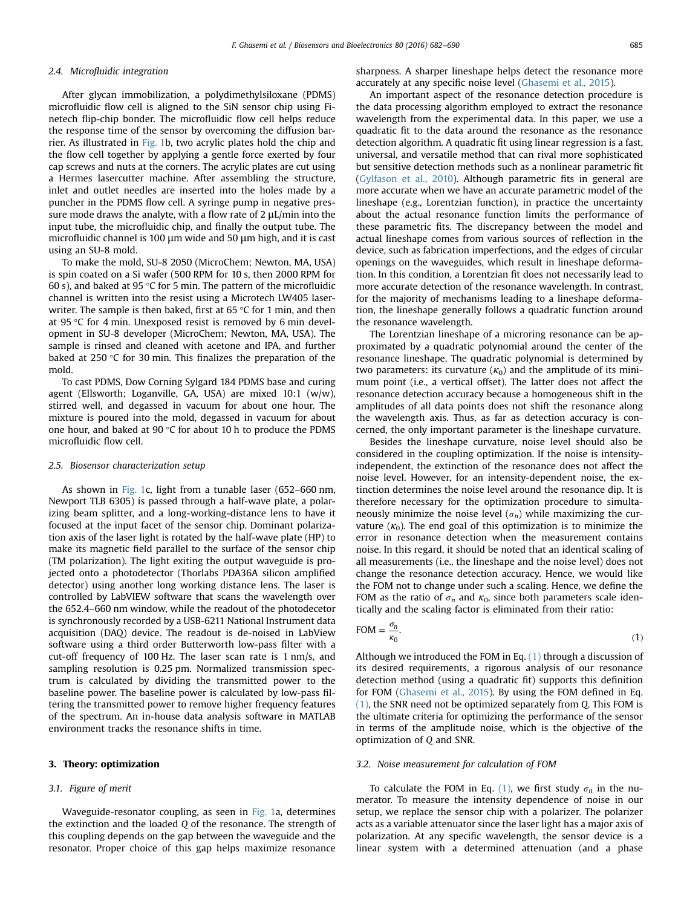### 2.4. Microfluidic integration

After glycan immobilization, a polydimethylsiloxane (PDMS) microfluidic flow cell is aligned to the SiN sensor chip using Finetech flip-chip bonder. The microfluidic flow cell helps reduce the response time of the sensor by overcoming the diffusion barrier. As illustrated in Fig. 1b, two acrylic plates hold the chip and the flow cell together by applying a gentle force exerted by four cap screws and nuts at the corners. The acrylic plates are cut using a Hermes lasercutter machine. After assembling the structure, inlet and outlet needles are inserted into the holes made by a puncher in the PDMS flow cell. A syringe pump in negative pressure mode draws the analyte, with a flow rate of 2 µL/min into the input tube, the microfluidic chip, and finally the output tube. The microfluidic channel is 100 µm wide and 50 µm high, and it is cast using an SU-8 mold.

To make the mold, SU-8 2050 (MicroChem; Newton, MA, USA) is spin coated on a Si wafer (500 RPM for 10 s, then 2000 RPM for 60 s), and baked at 95 °C for 5 min. The pattern of the microfluidic channel is written into the resist using a Microtech LW405 laserwriter. The sample is then baked, first at 65 °C for 1 min, and then at 95 °C for 4 min. Unexposed resist is removed by 6 min development in SU-8 developer (MicroChem; Newton, MA, USA). The sample is rinsed and cleaned with acetone and IPA, and further baked at 250 °C for 30 min. This finalizes the preparation of the mold.

To cast PDMS, Dow Corning Sylgard 184 PDMS base and curing agent (Ellsworth; Loganville, GA, USA) are mixed 10:1 (w/w), stirred well, and degassed in vacuum for about one hour. The mixture is poured into the mold, degassed in vacuum for about one hour, and baked at 90 °C for about 10 h to produce the PDMS microfluidic flow cell.

### 2.5. Biosensor characterization setup

As shown in Fig. 1c, light from a tunable laser (652–660 nm, Newport TLB 6305) is passed through a half-wave plate, a polarizing beam splitter, and a long-working-distance lens to have it focused at the input facet of the sensor chip. Dominant polarization axis of the laser light is rotated by the half-wave plate (HP) to make its magnetic field parallel to the surface of the sensor chip (TM polarization). The light exiting the output waveguide is projected onto a photodetector (Thorlabs PDA36A silicon amplified detector) using another long working distance lens. The laser is controlled by LabVIEW software that scans the wavelength over the 652.4–660 nm window, while the readout of the photodecetor is synchronously recorded by a USB-6211 National Instrument data acquisition (DAQ) device. The readout is de-noised in LabView software using a third order Butterworth low-pass filter with a cut-off frequency of 100 Hz. The laser scan rate is 1 nm/s, and sampling resolution is 0.25 pm. Normalized transmission spectrum is calculated by dividing the transmitted power to the baseline power. The baseline power is calculated by low-pass filtering the transmitted power to remove higher frequency features of the spectrum. An in-house data analysis software in MATLAB environment tracks the resonance shifts in time.

## 3. Theory: optimization

### 3.1. Figure of merit

Waveguide-resonator coupling, as seen in Fig. 1a, determines the extinction and the loaded $Q$ of the resonance. The strength of this coupling depends on the gap between the waveguide and the resonator. Proper choice of this gap helps maximize resonance sharpness. A sharper lineshape helps detect the resonance more accurately at any specific noise level (Ghasemi et al., 2015).

An important aspect of the resonance detection procedure is the data processing algorithm employed to extract the resonance wavelength from the experimental data. In this paper, we use a quadratic fit to the data around the resonance as the resonance detection algorithm. A quadratic fit using linear regression is a fast, universal, and versatile method that can rival more sophisticated but sensitive detection methods such as a nonlinear parametric fit (Gylfason et al., 2010). Although parametric fits in general are more accurate when we have an accurate parametric model of the lineshape (e.g., Lorentzian function), in practice the uncertainty about the actual resonance function limits the performance of these parametric fits. The discrepancy between the model and actual lineshape comes from various sources of reflection in the device, such as fabrication imperfections, and the edges of circular openings on the waveguides, which result in lineshape deformation. In this condition, a Lorentzian fit does not necessarily lead to more accurate detection of the resonance wavelength. In contrast, for the majority of mechanisms leading to a lineshape deformation, the lineshape generally follows a quadratic function around the resonance wavelength.

The Lorentzian lineshape of a microring resonance can be approximated by a quadratic polynomial around the center of the resonance lineshape. The quadratic polynomial is determined by two parameters: its curvature ($\kappa_0$) and the amplitude of its minimum point (i.e., a vertical offset). The latter does not affect the resonance detection accuracy because a homogeneous shift in the amplitudes of all data points does not shift the resonance along the wavelength axis. Thus, as far as detection accuracy is concerned, the only important parameter is the lineshape curvature.

Besides the lineshape curvature, noise level should also be considered in the coupling optimization. If the noise is intensity-independent, the extinction of the resonance does not affect the noise level. However, for an intensity-dependent noise, the extinction determines the noise level around the resonance dip. It is therefore necessary for the optimization procedure to simultaneously minimize the noise level ($\sigma_n$) while maximizing the curvature ($\kappa_0$). The end goal of this optimization is to minimize the error in resonance detection when the measurement contains noise. In this regard, it should be noted that an identical scaling of all measurements (i.e., the lineshape and the noise level) does not change the resonance detection accuracy. Hence, we would like the FOM not to change under such a scaling. Hence, we define the FOM as the ratio of $\sigma_n$ and $\kappa_0$, since both parameters scale identically and the scaling factor is eliminated from their ratio:

$$\mathrm{FOM} = \frac{\sigma_n}{\kappa_0}. \tag{1}$$

Although we introduced the FOM in Eq. (1) through a discussion of its desired requirements, a rigorous analysis of our resonance detection method (using a quadratic fit) supports this definition for FOM (Ghasemi et al., 2015). By using the FOM defined in Eq. (1), the SNR need not be optimized separately from $Q$. This FOM is the ultimate criteria for optimizing the performance of the sensor in terms of the amplitude noise, which is the objective of the optimization of $Q$ and SNR.

### 3.2. Noise measurement for calculation of FOM

To calculate the FOM in Eq. (1), we first study $\sigma_n$ in the numerator. To measure the intensity dependence of noise in our setup, we replace the sensor chip with a polarizer. The polarizer acts as a variable attenuator since the laser light has a major axis of polarization. At any specific wavelength, the sensor device is a linear system with a determined attenuation (and a phase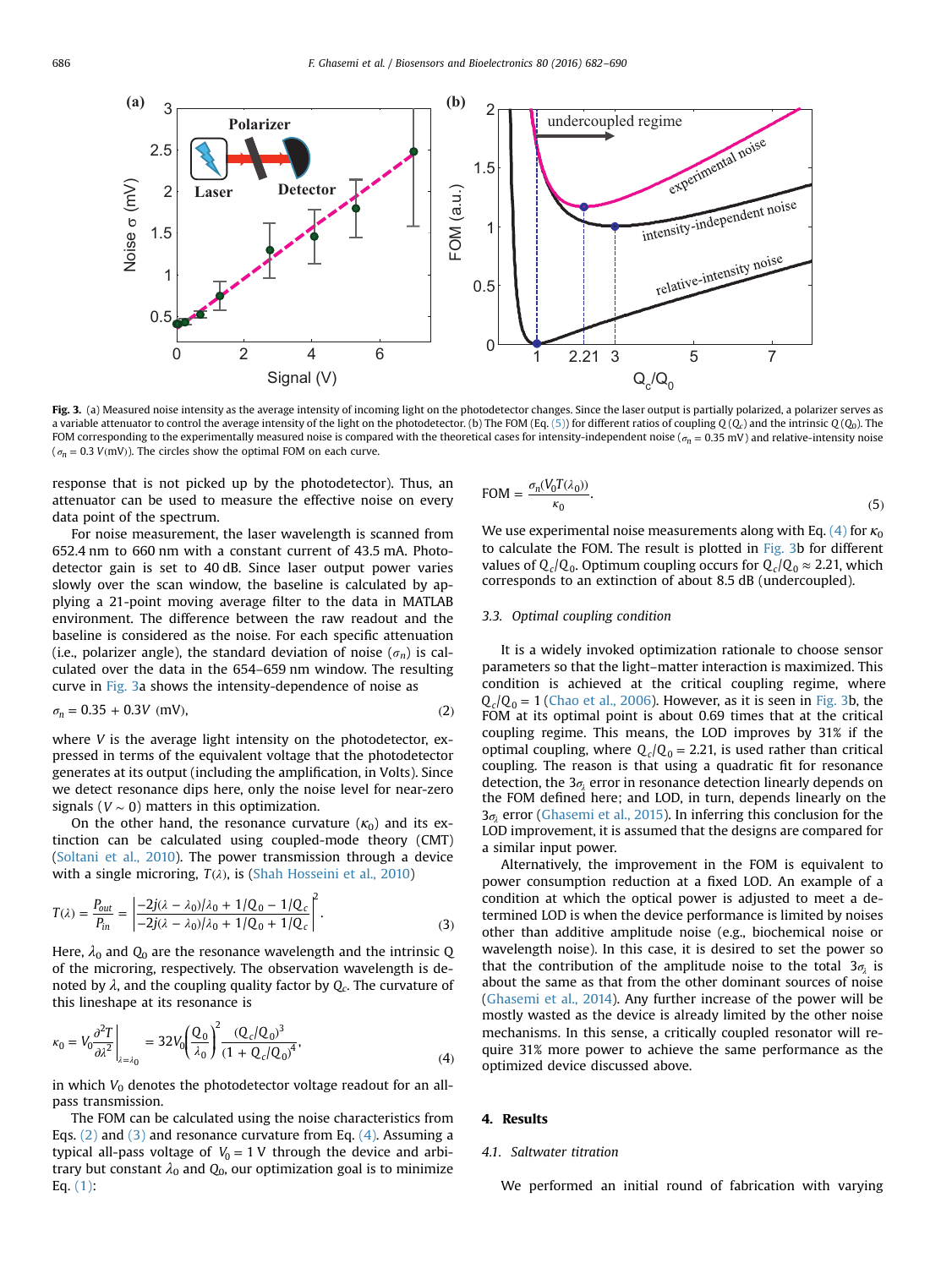Fig. 3. (a) Measured noise intensity as the average intensity of incoming light on the photodetector changes. Since the laser output is partially polarized, a polarizer serves as a variable attenuator to control the average intensity of the light on the photodetector. (b) The FOM (Eq. (5)) for different ratios of coupling Q ($Q_c$) and the intrinsic Q ($Q_0$). The FOM corresponding to the experimentally measured noise is compared with the theoretical cases for intensity-independent noise ($\sigma_n = 0.35$ mV) and relative-intensity noise ($\sigma_n = 0.3\,V$(mV)). The circles show the optimal FOM on each curve.

response that is not picked up by the photodetector). Thus, an attenuator can be used to measure the effective noise on every data point of the spectrum.

For noise measurement, the laser wavelength is scanned from 652.4 nm to 660 nm with a constant current of 43.5 mA. Photodetector gain is set to 40 dB. Since laser output power varies slowly over the scan window, the baseline is calculated by applying a 21-point moving average filter to the data in MATLAB environment. The difference between the raw readout and the baseline is considered as the noise. For each specific attenuation (i.e., polarizer angle), the standard deviation of noise ($\sigma_n$) is calculated over the data in the 654–659 nm window. The resulting curve in Fig. 3a shows the intensity-dependence of noise as

$$\sigma_n = 0.35 + 0.3V \text{ (mV)}, \tag{2}$$

where $V$ is the average light intensity on the photodetector, expressed in terms of the equivalent voltage that the photodetector generates at its output (including the amplification, in Volts). Since we detect resonance dips here, only the noise level for near-zero signals ($V \sim 0$) matters in this optimization.

On the other hand, the resonance curvature ($\kappa_0$) and its extinction can be calculated using coupled-mode theory (CMT) (Soltani et al., 2010). The power transmission through a device with a single microring, $T(\lambda)$, is (Shah Hosseini et al., 2010)

$$T(\lambda) = \frac{P_{out}}{P_{in}} = \left| \frac{-2j(\lambda - \lambda_0)/\lambda_0 + 1/Q_0 - 1/Q_c}{-2j(\lambda - \lambda_0)/\lambda_0 + 1/Q_0 + 1/Q_c} \right|^2. \tag{3}$$

Here, $\lambda_0$ and $Q_0$ are the resonance wavelength and the intrinsic Q of the microring, respectively. The observation wavelength is denoted by $\lambda$, and the coupling quality factor by $Q_c$. The curvature of this lineshape at its resonance is

$$\kappa_0 = V_0 \frac{\partial^2 T}{\partial \lambda^2}\bigg|_{\lambda=\lambda_0} = 32V_0 \left(\frac{Q_0}{\lambda_0}\right)^2 \frac{(Q_c/Q_0)^3}{(1 + Q_c/Q_0)^4}, \tag{4}$$

in which $V_0$ denotes the photodetector voltage readout for an all-pass transmission.

The FOM can be calculated using the noise characteristics from Eqs. (2) and (3) and resonance curvature from Eq. (4). Assuming a typical all-pass voltage of $V_0 = 1$ V through the device and arbitrary but constant $\lambda_0$ and $Q_0$, our optimization goal is to minimize Eq. (1):

$$\text{FOM} = \frac{\sigma_n(V_0 T(\lambda_0))}{\kappa_0}. \tag{5}$$

We use experimental noise measurements along with Eq. (4) for $\kappa_0$ to calculate the FOM. The result is plotted in Fig. 3b for different values of $Q_c/Q_0$. Optimum coupling occurs for $Q_c/Q_0 \approx 2.21$, which corresponds to an extinction of about 8.5 dB (undercoupled).

### 3.3. Optimal coupling condition

It is a widely invoked optimization rationale to choose sensor parameters so that the light–matter interaction is maximized. This condition is achieved at the critical coupling regime, where $Q_c/Q_0 = 1$ (Chao et al., 2006). However, as it is seen in Fig. 3b, the FOM at its optimal point is about 0.69 times that at the critical coupling regime. This means, the LOD improves by 31% if the optimal coupling, where $Q_c/Q_0 = 2.21$, is used rather than critical coupling. The reason is that using a quadratic fit for resonance detection, the $3\sigma_\lambda$ error in resonance detection linearly depends on the FOM defined here; and LOD, in turn, depends linearly on the $3\sigma_\lambda$ error (Ghasemi et al., 2015). In inferring this conclusion for the LOD improvement, it is assumed that the designs are compared for a similar input power.

Alternatively, the improvement in the FOM is equivalent to power consumption reduction at a fixed LOD. An example of a condition at which the optical power is adjusted to meet a determined LOD is when the device performance is limited by noises other than additive amplitude noise (e.g., biochemical noise or wavelength noise). In this case, it is desired to set the power so that the contribution of the amplitude noise to the total $3\sigma_\lambda$ is about the same as that from the other dominant sources of noise (Ghasemi et al., 2014). Any further increase of the power will be mostly wasted as the device is already limited by the other noise mechanisms. In this sense, a critically coupled resonator will require 31% more power to achieve the same performance as the optimized device discussed above.

## 4. Results

### 4.1. Saltwater titration

We performed an initial round of fabrication with varying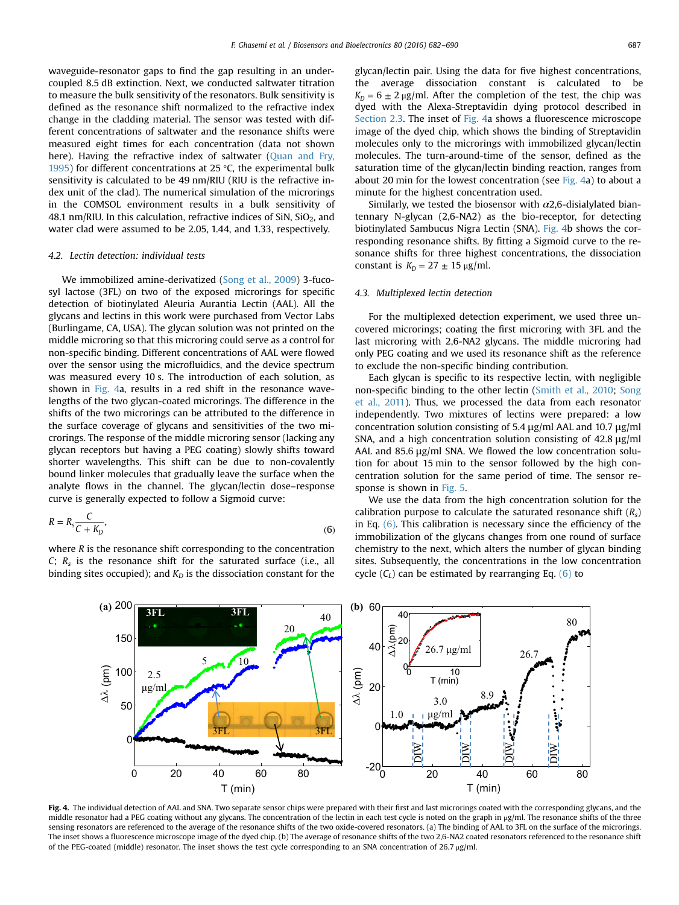waveguide-resonator gaps to find the gap resulting in an under-coupled 8.5 dB extinction. Next, we conducted saltwater titration to measure the bulk sensitivity of the resonators. Bulk sensitivity is defined as the resonance shift normalized to the refractive index change in the cladding material. The sensor was tested with different concentrations of saltwater and the resonance shifts were measured eight times for each concentration (data not shown here). Having the refractive index of saltwater (Quan and Fry, 1995) for different concentrations at 25 °C, the experimental bulk sensitivity is calculated to be 49 nm/RIU (RIU is the refractive index unit of the clad). The numerical simulation of the microrings in the COMSOL environment results in a bulk sensitivity of 48.1 nm/RIU. In this calculation, refractive indices of SiN, $SiO_2$, and water clad were assumed to be 2.05, 1.44, and 1.33, respectively.

### 4.2. Lectin detection: individual tests

We immobilized amine-derivatized (Song et al., 2009) 3-fucosyl lactose (3FL) on two of the exposed microrings for specific detection of biotinylated Aleuria Aurantia Lectin (AAL). All the glycans and lectins in this work were purchased from Vector Labs (Burlingame, CA, USA). The glycan solution was not printed on the middle microring so that this microring could serve as a control for non-specific binding. Different concentrations of AAL were flowed over the sensor using the microfluidics, and the device spectrum was measured every 10 s. The introduction of each solution, as shown in Fig. 4a, results in a red shift in the resonance wavelengths of the two glycan-coated microrings. The difference in the shifts of the two microrings can be attributed to the difference in the surface coverage of glycans and sensitivities of the two microrings. The response of the middle microring sensor (lacking any glycan receptors but having a PEG coating) slowly shifts toward shorter wavelengths. This shift can be due to non-covalently bound linker molecules that gradually leave the surface when the analyte flows in the channel. The glycan/lectin dose–response curve is generally expected to follow a Sigmoid curve:

$$R = R_s \frac{C}{C + K_D}, \tag{6}$$

where $R$ is the resonance shift corresponding to the concentration $C$; $R_s$ is the resonance shift for the saturated surface (i.e., all binding sites occupied); and $K_D$ is the dissociation constant for the glycan/lectin pair. Using the data for five highest concentrations, the average dissociation constant is calculated to be $K_D = 6 \pm 2$ μg/ml. After the completion of the test, the chip was dyed with the Alexa-Streptavidin dying protocol described in Section 2.3. The inset of Fig. 4a shows a fluorescence microscope image of the dyed chip, which shows the binding of Streptavidin molecules only to the microrings with immobilized glycan/lectin molecules. The turn-around-time of the sensor, defined as the saturation time of the glycan/lectin binding reaction, ranges from about 20 min for the lowest concentration (see Fig. 4a) to about a minute for the highest concentration used.

Similarly, we tested the biosensor with α2,6-disialylated biantennary N-glycan (2,6-NA2) as the bio-receptor, for detecting biotinylated Sambucus Nigra Lectin (SNA). Fig. 4b shows the corresponding resonance shifts. By fitting a Sigmoid curve to the resonance shifts for three highest concentrations, the dissociation constant is $K_D = 27 \pm 15$ μg/ml.

### 4.3. Multiplexed lectin detection

For the multiplexed detection experiment, we used three uncovered microrings; coating the first microring with 3FL and the last microring with 2,6-NA2 glycans. The middle microring had only PEG coating and we used its resonance shift as the reference to exclude the non-specific binding contribution.

Each glycan is specific to its respective lectin, with negligible non-specific binding to the other lectin (Smith et al., 2010; Song et al., 2011). Thus, we processed the data from each resonator independently. Two mixtures of lectins were prepared: a low concentration solution consisting of 5.4 μg/ml AAL and 10.7 μg/ml SNA, and a high concentration solution consisting of 42.8 μg/ml AAL and 85.6 μg/ml SNA. We flowed the low concentration solution for about 15 min to the sensor followed by the high concentration solution for the same period of time. The sensor response is shown in Fig. 5.

We use the data from the high concentration solution for the calibration purpose to calculate the saturated resonance shift ($R_s$) in Eq. (6). This calibration is necessary since the efficiency of the immobilization of the glycans changes from one round of surface chemistry to the next, which alters the number of glycan binding sites. Subsequently, the concentrations in the low concentration cycle ($C_L$) can be estimated by rearranging Eq. (6) to

**Fig. 4.** The individual detection of AAL and SNA. Two separate sensor chips were prepared with their first and last microrings coated with the corresponding glycans, and the middle resonator had a PEG coating without any glycans. The concentration of the lectin in each test cycle is noted on the graph in μg/ml. The resonance shifts of the three sensing resonators are referenced to the average of the resonance shifts of the two oxide-covered resonators. (a) The binding of AAL to 3FL on the surface of the microrings. The inset shows a fluorescence microscope image of the dyed chip. (b) The average of resonance shifts of the two 2,6-NA2 coated resonators referenced to the resonance shift of the PEG-coated (middle) resonator. The inset shows the test cycle corresponding to an SNA concentration of 26.7 μg/ml.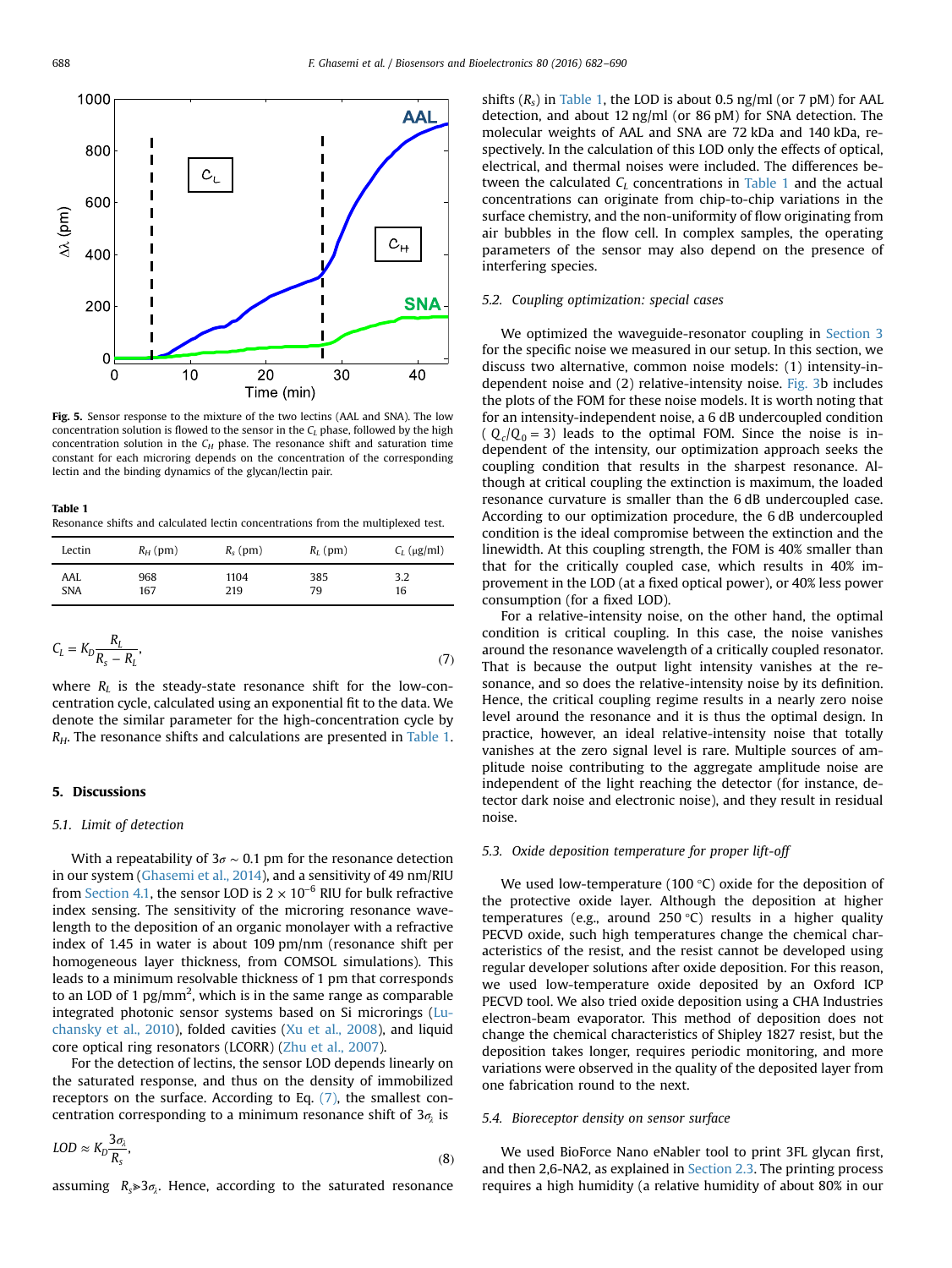**Fig. 5.** Sensor response to the mixture of the two lectins (AAL and SNA). The low concentration solution is flowed to the sensor in the $C_L$ phase, followed by the high concentration solution in the $C_H$ phase. The resonance shift and saturation time constant for each microring depends on the concentration of the corresponding lectin and the binding dynamics of the glycan/lectin pair.

**Table 1**
Resonance shifts and calculated lectin concentrations from the multiplexed test.

| Lectin | $R_H$ (pm) | $R_s$ (pm) | $R_L$ (pm) | $C_L$ (μg/ml) |
|---|---|---|---|---|
| AAL | 968 | 1104 | 385 | 3.2 |
| SNA | 167 | 219 | 79 | 16 |

$$C_L = K_D \frac{R_L}{R_s - R_L}, \tag{7}$$

where $R_L$ is the steady-state resonance shift for the low-concentration cycle, calculated using an exponential fit to the data. We denote the similar parameter for the high-concentration cycle by $R_H$. The resonance shifts and calculations are presented in Table 1.

## 5. Discussions

### 5.1. Limit of detection

With a repeatability of $3\sigma \sim 0.1$ pm for the resonance detection in our system (Ghasemi et al., 2014), and a sensitivity of 49 nm/RIU from Section 4.1, the sensor LOD is $2 \times 10^{-6}$ RIU for bulk refractive index sensing. The sensitivity of the microring resonance wavelength to the deposition of an organic monolayer with a refractive index of 1.45 in water is about 109 pm/nm (resonance shift per homogeneous layer thickness, from COMSOL simulations). This leads to a minimum resolvable thickness of 1 pm that corresponds to an LOD of 1 pg/mm$^2$, which is in the same range as comparable integrated photonic sensor systems based on Si microrings (Luchansky et al., 2010), folded cavities (Xu et al., 2008), and liquid core optical ring resonators (LCORR) (Zhu et al., 2007).

For the detection of lectins, the sensor LOD depends linearly on the saturated response, and thus on the density of immobilized receptors on the surface. According to Eq. (7), the smallest concentration corresponding to a minimum resonance shift of $3\sigma_\lambda$ is

$$LOD \approx K_D \frac{3\sigma_\lambda}{R_s}, \tag{8}$$

assuming $R_s \gg 3\sigma_\lambda$. Hence, according to the saturated resonance shifts ($R_s$) in Table 1, the LOD is about 0.5 ng/ml (or 7 pM) for AAL detection, and about 12 ng/ml (or 86 pM) for SNA detection. The molecular weights of AAL and SNA are 72 kDa and 140 kDa, respectively. In the calculation of this LOD only the effects of optical, electrical, and thermal noises were included. The differences between the calculated $C_L$ concentrations in Table 1 and the actual concentrations can originate from chip-to-chip variations in the surface chemistry, and the non-uniformity of flow originating from air bubbles in the flow cell. In complex samples, the operating parameters of the sensor may also depend on the presence of interfering species.

### 5.2. Coupling optimization: special cases

We optimized the waveguide-resonator coupling in Section 3 for the specific noise we measured in our setup. In this section, we discuss two alternative, common noise models: (1) intensity-independent noise and (2) relative-intensity noise. Fig. 3b includes the plots of the FOM for these noise models. It is worth noting that for an intensity-independent noise, a 6 dB undercoupled condition ($Q_c/Q_0 = 3$) leads to the optimal FOM. Since the noise is independent of the intensity, our optimization approach seeks the coupling condition that results in the sharpest resonance. Although at critical coupling the extinction is maximum, the loaded resonance curvature is smaller than the 6 dB undercoupled case. According to our optimization procedure, the 6 dB undercoupled condition is the ideal compromise between the extinction and the linewidth. At this coupling strength, the FOM is 40% smaller than that for the critically coupled case, which results in 40% improvement in the LOD (at a fixed optical power), or 40% less power consumption (for a fixed LOD).

For a relative-intensity noise, on the other hand, the optimal condition is critical coupling. In this case, the noise vanishes around the resonance wavelength of a critically coupled resonator. That is because the output light intensity vanishes at the resonance, and so does the relative-intensity noise by its definition. Hence, the critical coupling regime results in a nearly zero noise level around the resonance and it is thus the optimal design. In practice, however, an ideal relative-intensity noise that totally vanishes at the zero signal level is rare. Multiple sources of amplitude noise contributing to the aggregate amplitude noise are independent of the light reaching the detector (for instance, detector dark noise and electronic noise), and they result in residual noise.

### 5.3. Oxide deposition temperature for proper lift-off

We used low-temperature (100 °C) oxide for the deposition of the protective oxide layer. Although the deposition at higher temperatures (e.g., around 250 °C) results in a higher quality PECVD oxide, such high temperatures change the chemical characteristics of the resist, and the resist cannot be developed using regular developer solutions after oxide deposition. For this reason, we used low-temperature oxide deposited by an Oxford ICP PECVD tool. We also tried oxide deposition using a CHA Industries electron-beam evaporator. This method of deposition does not change the chemical characteristics of Shipley 1827 resist, but the deposition takes longer, requires periodic monitoring, and more variations were observed in the quality of the deposited layer from one fabrication round to the next.

### 5.4. Bioreceptor density on sensor surface

We used BioForce Nano eNabler tool to print 3FL glycan first, and then 2,6-NA2, as explained in Section 2.3. The printing process requires a high humidity (a relative humidity of about 80% in our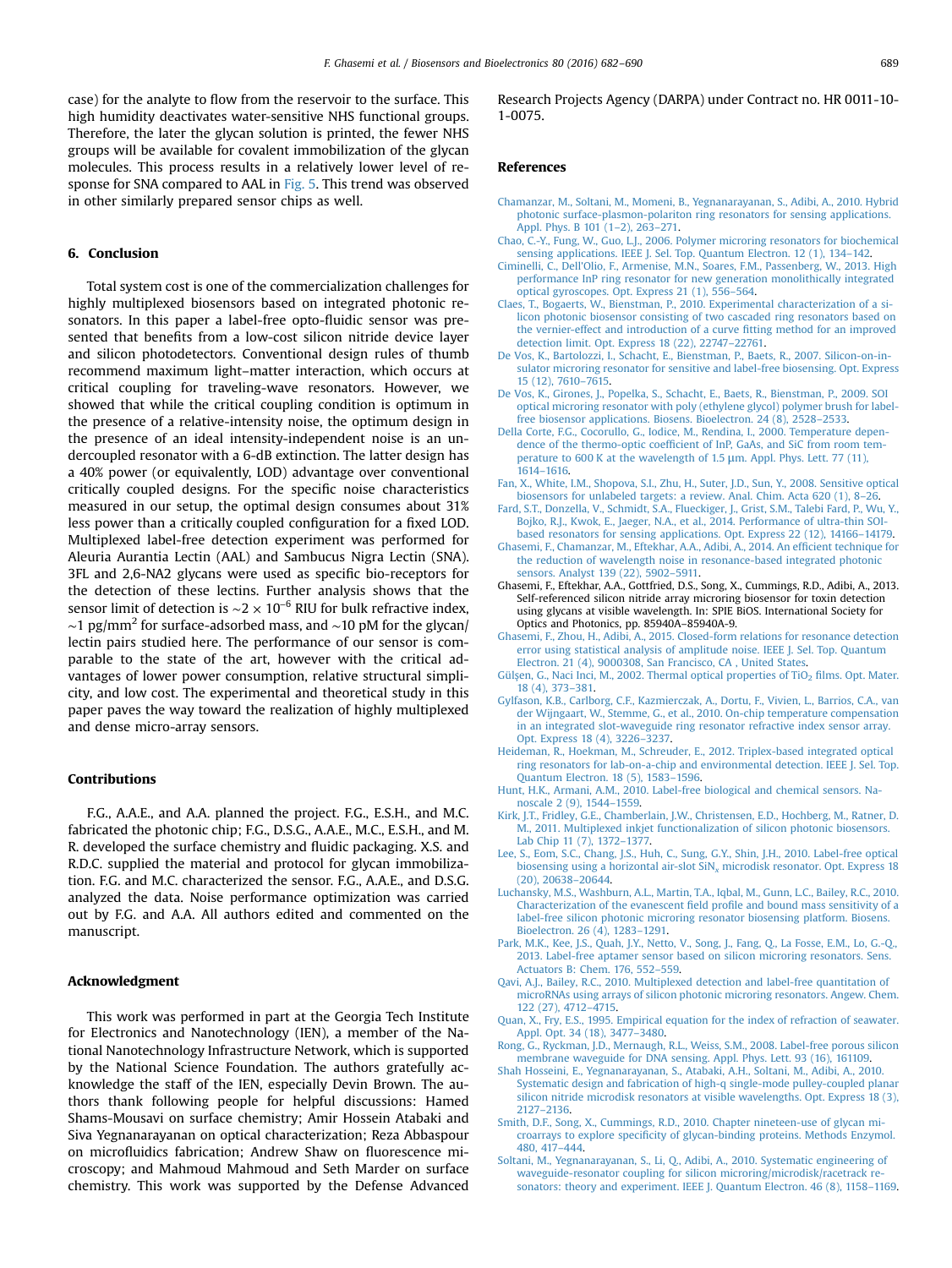case) for the analyte to flow from the reservoir to the surface. This high humidity deactivates water-sensitive NHS functional groups. Therefore, the later the glycan solution is printed, the fewer NHS groups will be available for covalent immobilization of the glycan molecules. This process results in a relatively lower level of response for SNA compared to AAL in Fig. 5. This trend was observed in other similarly prepared sensor chips as well.

## 6. Conclusion

Total system cost is one of the commercialization challenges for highly multiplexed biosensors based on integrated photonic resonators. In this paper a label-free opto-fluidic sensor was presented that benefits from a low-cost silicon nitride device layer and silicon photodetectors. Conventional design rules of thumb recommend maximum light–matter interaction, which occurs at critical coupling for traveling-wave resonators. However, we showed that while the critical coupling condition is optimum in the presence of a relative-intensity noise, the optimum design in the presence of an ideal intensity-independent noise is an undercoupled resonator with a 6-dB extinction. The latter design has a 40% power (or equivalently, LOD) advantage over conventional critically coupled designs. For the specific noise characteristics measured in our setup, the optimal design consumes about 31% less power than a critically coupled configuration for a fixed LOD. Multiplexed label-free detection experiment was performed for Aleuria Aurantia Lectin (AAL) and Sambucus Nigra Lectin (SNA). 3FL and 2,6-NA2 glycans were used as specific bio-receptors for the detection of these lectins. Further analysis shows that the sensor limit of detection is $\sim 2 \times 10^{-6}$ RIU for bulk refractive index, $\sim$1 pg/mm$^2$ for surface-adsorbed mass, and $\sim$10 pM for the glycan/lectin pairs studied here. The performance of our sensor is comparable to the state of the art, however with the critical advantages of lower power consumption, relative structural simplicity, and low cost. The experimental and theoretical study in this paper paves the way toward the realization of highly multiplexed and dense micro-array sensors.

## Contributions

F.G., A.A.E., and A.A. planned the project. F.G., E.S.H., and M.C. fabricated the photonic chip; F.G., D.S.G., A.A.E., M.C., E.S.H., and M.R. developed the surface chemistry and fluidic packaging. X.S. and R.D.C. supplied the material and protocol for glycan immobilization. F.G. and M.C. characterized the sensor. F.G., A.A.E., and D.S.G. analyzed the data. Noise performance optimization was carried out by F.G. and A.A. All authors edited and commented on the manuscript.

## Acknowledgment

This work was performed in part at the Georgia Tech Institute for Electronics and Nanotechnology (IEN), a member of the National Nanotechnology Infrastructure Network, which is supported by the National Science Foundation. The authors gratefully acknowledge the staff of the IEN, especially Devin Brown. The authors thank following people for helpful discussions: Hamed Shams-Mousavi on surface chemistry; Amir Hossein Atabaki and Siva Yegnanarayanan on optical characterization; Reza Abbaspour on microfluidics fabrication; Andrew Shaw on fluorescence microscopy; and Mahmoud Mahmoud and Seth Marder on surface chemistry. This work was supported by the Defense Advanced Research Projects Agency (DARPA) under Contract no. HR 0011-10-1-0075.

## References

Chamanzar, M., Soltani, M., Momeni, B., Yegnanarayanan, S., Adibi, A., 2010. Hybrid photonic surface-plasmon-polariton ring resonators for sensing applications. Appl. Phys. B 101 (1–2), 263–271.

Chao, C.-Y., Fung, W., Guo, L.J., 2006. Polymer microring resonators for biochemical sensing applications. IEEE J. Sel. Top. Quantum Electron. 12 (1), 134–142.

Ciminelli, C., Dell'Olio, F., Armenise, M.N., Soares, F.M., Passenberg, W., 2013. High performance InP ring resonator for new generation monolithically integrated optical gyroscopes. Opt. Express 21 (1), 556–564.

Claes, T., Bogaerts, W., Bienstman, P., 2010. Experimental characterization of a silicon photonic biosensor consisting of two cascaded ring resonators based on the vernier-effect and introduction of a curve fitting method for an improved detection limit. Opt. Express 18 (22), 22747–22761.

De Vos, K., Bartolozzi, I., Schacht, E., Bienstman, P., Baets, R., 2007. Silicon-on-insulator microring resonator for sensitive and label-free biosensing. Opt. Express 15 (12), 7610–7615.

De Vos, K., Girones, J., Popelka, S., Schacht, E., Baets, R., Bienstman, P., 2009. SOI optical microring resonator with poly (ethylene glycol) polymer brush for label-free biosensor applications. Biosens. Bioelectron. 24 (8), 2528–2533.

Della Corte, F.G., Cocorullo, G., Iodice, M., Rendina, I., 2000. Temperature dependence of the thermo-optic coefficient of InP, GaAs, and SiC from room temperature to 600 K at the wavelength of 1.5 μm. Appl. Phys. Lett. 77 (11), 1614–1616.

Fan, X., White, I.M., Shopova, S.I., Zhu, H., Suter, J.D., Sun, Y., 2008. Sensitive optical biosensors for unlabeled targets: a review. Anal. Chim. Acta 620 (1), 8–26.

Fard, S.T., Donzella, V., Schmidt, S.A., Flueckiger, J., Grist, S.M., Talebi Fard, P., Wu, Y., Bojko, R.J., Kwok, E., Jaeger, N.A., et al., 2014. Performance of ultra-thin SOI-based resonators for sensing applications. Opt. Express 22 (12), 14166–14179.

Ghasemi, F., Chamanzar, M., Eftekhar, A.A., Adibi, A., 2014. An efficient technique for the reduction of wavelength noise in resonance-based integrated photonic sensors. Analyst 139 (22), 5902–5911.

Ghasemi, F., Eftekhar, A.A., Gottfried, D.S., Song, X., Cummings, R.D., Adibi, A., 2013. Self-referenced silicon nitride array microring biosensor for toxin detection using glycans at visible wavelength. In: SPIE BiOS. International Society for Optics and Photonics, pp. 85940A–85940A-9.

Ghasemi, F., Zhou, H., Adibi, A., 2015. Closed-form relations for resonance detection error using statistical analysis of amplitude noise. IEEE J. Sel. Top. Quantum Electron. 21 (4), 9000308, San Francisco, CA , United States.

Gülşen, G., Naci Inci, M., 2002. Thermal optical properties of $TiO_2$ films. Opt. Mater. 18 (4), 373–381.

Gylfason, K.B., Carlborg, C.F., Kazmierczak, A., Dortu, F., Vivien, L., Barrios, C.A., van der Wijngaart, W., Stemme, G., et al., 2010. On-chip temperature compensation in an integrated slot-waveguide ring resonator refractive index sensor array. Opt. Express 18 (4), 3226–3237.

Heideman, R., Hoekman, M., Schreuder, E., 2012. Triplex-based integrated optical ring resonators for lab-on-a-chip and environmental detection. IEEE J. Sel. Top. Quantum Electron. 18 (5), 1583–1596.

Hunt, H.K., Armani, A.M., 2010. Label-free biological and chemical sensors. Nanoscale 2 (9), 1544–1559.

Kirk, J.T., Fridley, G.E., Chamberlain, J.W., Christensen, E.D., Hochberg, M., Ratner, D. M., 2011. Multiplexed inkjet functionalization of silicon photonic biosensors. Lab Chip 11 (7), 1372–1377.

Lee, S., Eom, S.C., Chang, J.S., Huh, C., Sung, G.Y., Shin, J.H., 2010. Label-free optical biosensing using a horizontal air-slot $SiN_x$ microdisk resonator. Opt. Express 18 (20), 20638–20644.

Luchansky, M.S., Washburn, A.L., Martin, T.A., Iqbal, M., Gunn, L.C., Bailey, R.C., 2010. Characterization of the evanescent field profile and bound mass sensitivity of a label-free silicon photonic microring resonator biosensing platform. Biosens. Bioelectron. 26 (4), 1283–1291.

Park, M.K., Kee, J.S., Quah, J.Y., Netto, V., Song, J., Fang, Q., La Fosse, E.M., Lo, G.-Q., 2013. Label-free aptamer sensor based on silicon microring resonators. Sens. Actuators B: Chem. 176, 552–559.

Qavi, A.J., Bailey, R.C., 2010. Multiplexed detection and label-free quantitation of microRNAs using arrays of silicon photonic microring resonators. Angew. Chem. 122 (27), 4712–4715.

Quan, X., Fry, E.S., 1995. Empirical equation for the index of refraction of seawater. Appl. Opt. 34 (18), 3477–3480.

Rong, G., Ryckman, J.D., Mernaugh, R.L., Weiss, S.M., 2008. Label-free porous silicon membrane waveguide for DNA sensing. Appl. Phys. Lett. 93 (16), 161109.

Shah Hosseini, E., Yegnanarayanan, S., Atabaki, A.H., Soltani, M., Adibi, A., 2010. Systematic design and fabrication of high-q single-mode pulley-coupled planar silicon nitride microdisk resonators at visible wavelengths. Opt. Express 18 (3), 2127–2136.

Smith, D.F., Song, X., Cummings, R.D., 2010. Chapter nineteen-use of glycan microarrays to explore specificity of glycan-binding proteins. Methods Enzymol. 480, 417–444.

Soltani, M., Yegnanarayanan, S., Li, Q., Adibi, A., 2010. Systematic engineering of waveguide-resonator coupling for silicon microring/microdisk/racetrack resonators: theory and experiment. IEEE J. Quantum Electron. 46 (8), 1158–1169.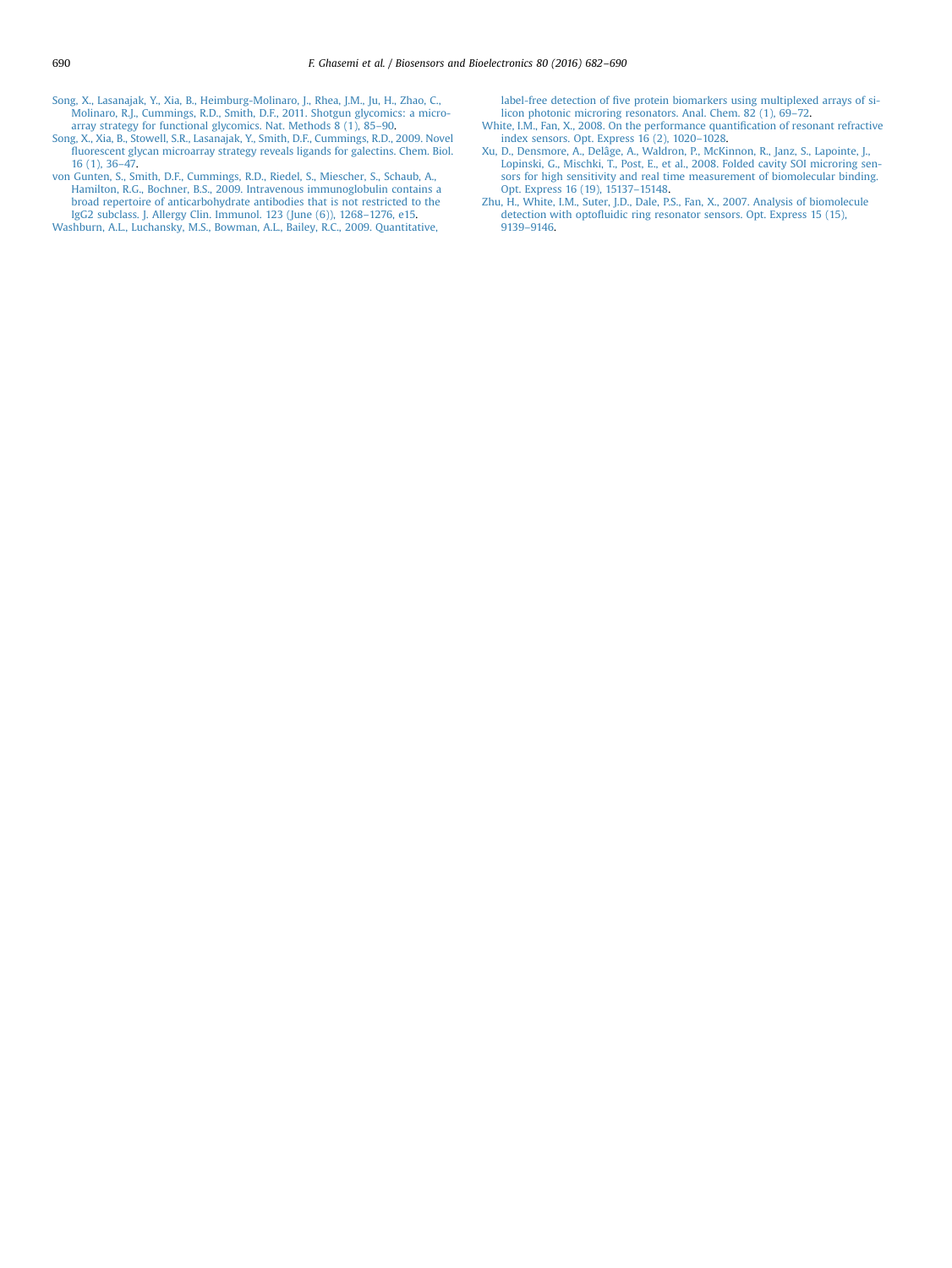Song, X., Lasanajak, Y., Xia, B., Heimburg-Molinaro, J., Rhea, J.M., Ju, H., Zhao, C., Molinaro, R.J., Cummings, R.D., Smith, D.F., 2011. Shotgun glycomics: a microarray strategy for functional glycomics. Nat. Methods 8 (1), 85–90.

Song, X., Xia, B., Stowell, S.R., Lasanajak, Y., Smith, D.F., Cummings, R.D., 2009. Novel fluorescent glycan microarray strategy reveals ligands for galectins. Chem. Biol. 16 (1), 36–47.

von Gunten, S., Smith, D.F., Cummings, R.D., Riedel, S., Miescher, S., Schaub, A., Hamilton, R.G., Bochner, B.S., 2009. Intravenous immunoglobulin contains a broad repertoire of anticarbohydrate antibodies that is not restricted to the IgG2 subclass. J. Allergy Clin. Immunol. 123 (June (6)), 1268–1276, e15.

Washburn, A.L., Luchansky, M.S., Bowman, A.L., Bailey, R.C., 2009. Quantitative, label-free detection of five protein biomarkers using multiplexed arrays of silicon photonic microring resonators. Anal. Chem. 82 (1), 69–72.

White, I.M., Fan, X., 2008. On the performance quantification of resonant refractive index sensors. Opt. Express 16 (2), 1020–1028.

Xu, D., Densmore, A., Delâge, A., Waldron, P., McKinnon, R., Janz, S., Lapointe, J., Lopinski, G., Mischki, T., Post, E., et al., 2008. Folded cavity SOI microring sensors for high sensitivity and real time measurement of biomolecular binding. Opt. Express 16 (19), 15137–15148.

Zhu, H., White, I.M., Suter, J.D., Dale, P.S., Fan, X., 2007. Analysis of biomolecule detection with optofluidic ring resonator sensors. Opt. Express 15 (15), 9139–9146.